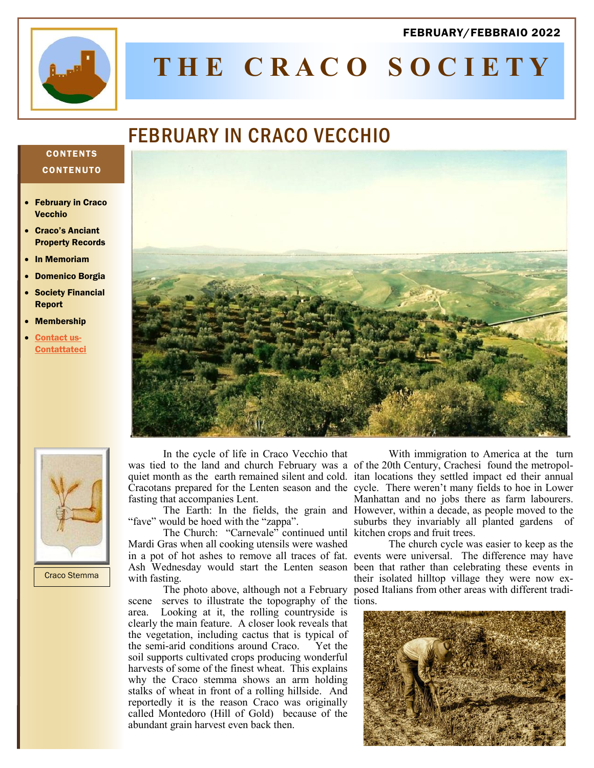FEBRUARY/FEBBRAIO 2022

# THE CRACO SOCIETY

**CONTENTS**
**CONTENUTO**

- **February in Craco Vecchio**
- **Craco's Anciant Property Records**
- **In Memoriam**
- **Domenico Borgia**
- **Society Financial Report**
- **Membership**
- **Contact us-Contattateci**

Craco Stemma

## FEBRUARY IN CRACO VECCHIO

In the cycle of life in Craco Vecchio that was tied to the land and church February was a quiet month as the earth remained silent and cold. Cracotans prepared for the Lenten season and the fasting that accompanies Lent.

The Earth: In the fields, the grain and "fave" would be hoed with the "zappa".

The Church: "Carnevale" continued until Mardi Gras when all cooking utensils were washed in a pot of hot ashes to remove all traces of fat. Ash Wednesday would start the Lenten season with fasting.

The photo above, although not a February scene serves to illustrate the topography of the area. Looking at it, the rolling countryside is clearly the main feature. A closer look reveals that the vegetation, including cactus that is typical of the semi-arid conditions around Craco. Yet the soil supports cultivated crops producing wonderful harvests of some of the finest wheat. This explains why the Craco stemma shows an arm holding stalks of wheat in front of a rolling hillside. And reportedly it is the reason Craco was originally called Montedoro (Hill of Gold) because of the abundant grain harvest even back then.

With immigration to America at the turn of the 20th Century, Crachesi found the metropolitan locations they settled impact ed their annual cycle. There weren't many fields to hoe in Lower Manhattan and no jobs there as farm labourers. However, within a decade, as people moved to the suburbs they invariably all planted gardens of kitchen crops and fruit trees.

The church cycle was easier to keep as the events were universal. The difference may have been that rather than celebrating these events in their isolated hilltop village they were now exposed Italians from other areas with different traditions.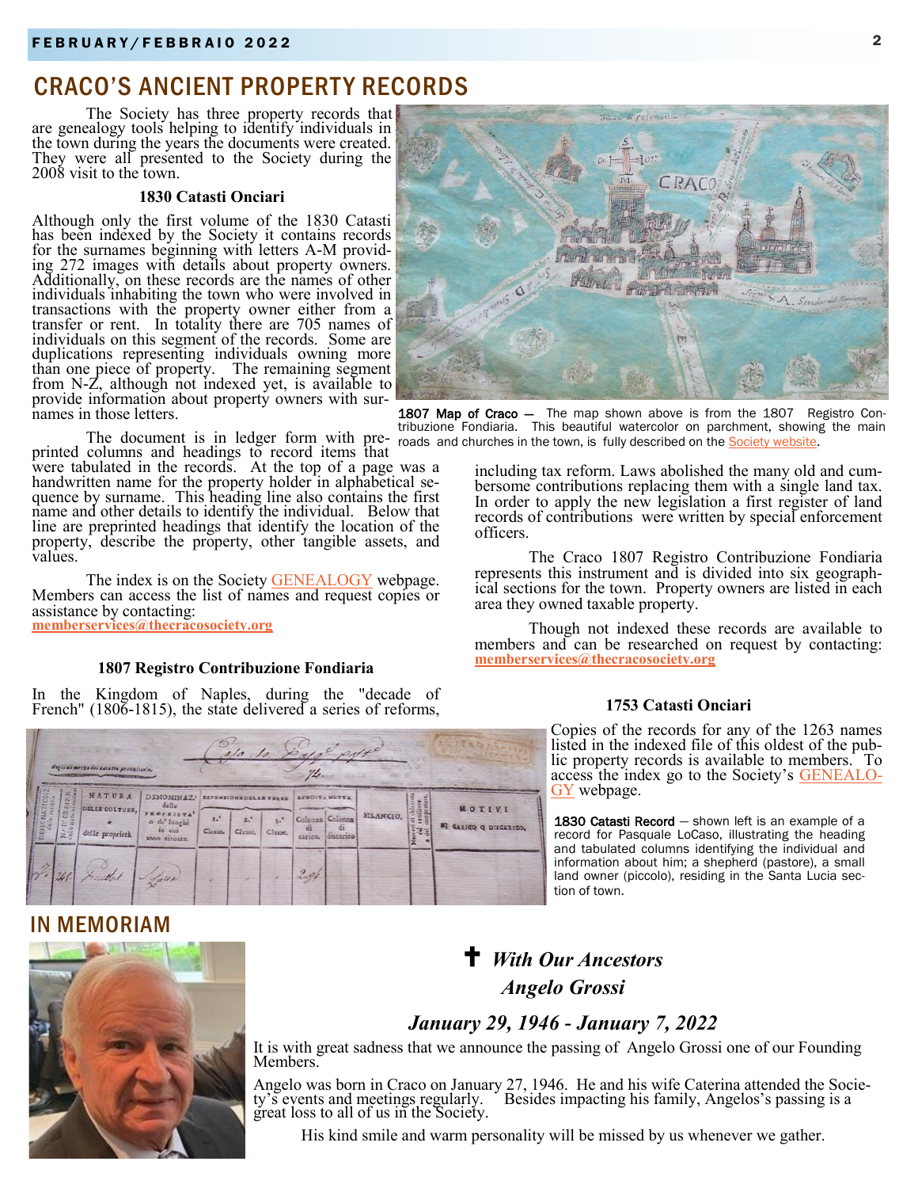# CRACO'S ANCIENT PROPERTY RECORDS

The Society has three property records that are genealogy tools helping to identify individuals in the town during the years the documents were created. They were all presented to the Society during the 2008 visit to the town.

### 1830 Catasti Onciari

Although only the first volume of the 1830 Catasti has been indexed by the Society it contains records for the surnames beginning with letters A-M providing 272 images with details about property owners. Additionally, on these records are the names of other individuals inhabiting the town who were involved in transactions with the property owner either from a transfer or rent. In totality there are 705 names of individuals on this segment of the records. Some are duplications representing individuals owning more than one piece of property. The remaining segment from N-Z, although not indexed yet, is available to provide information about property owners with surnames in those letters.

The document is in ledger form with preprinted columns and headings to record items that were tabulated in the records. At the top of a page was a handwritten name for the property holder in alphabetical sequence by surname. This heading line also contains the first name and other details to identify the individual. Below that line are preprinted headings that identify the location of the property, describe the property, other tangible assets, and values.

The index is on the Society GENEALOGY webpage. Members can access the list of names and request copies or assistance by contacting:
**memberservices@thecracosociety.org**

**1807 Map of Craco** — The map shown above is from the 1807 Registro Contribuzione Fondiaria. This beautiful watercolor on parchment, showing the main roads and churches in the town, is fully described on the Society website.

### 1807 Registro Contribuzione Fondiaria

In the Kingdom of Naples, during the "decade of French" (1806-1815), the state delivered a series of reforms, including tax reform. Laws abolished the many old and cumbersome contributions replacing them with a single land tax. In order to apply the new legislation a first register of land records of contributions were written by special enforcement officers.

The Craco 1807 Registro Contribuzione Fondiaria represents this instrument and is divided into six geographical sections for the town. Property owners are listed in each area they owned taxable property.

Though not indexed these records are available to members and can be researched on request by contacting: **memberservices@thecracosociety.org**

### 1753 Catasti Onciari

Copies of the records for any of the 1263 names listed in the indexed file of this oldest of the public property records is available to members. To access the index go to the Society's GENEALOGY webpage.

**1830 Catasti Record** — shown left is an example of a record for Pasquale LoCaso, illustrating the heading and tabulated columns identifying the individual and information about him; a shepherd (pastore), a small land owner (piccolo), residing in the Santa Lucia section of town.

# IN MEMORIAM

## ✝ *With Our Ancestors*
## *Angelo Grossi*

### *January 29, 1946 - January 7, 2022*

It is with great sadness that we announce the passing of Angelo Grossi one of our Founding Members.

Angelo was born in Craco on January 27, 1946. He and his wife Caterina attended the Society's events and meetings regularly. Besides impacting his family, Angelos's passing is a great loss to all of us in the Society.

His kind smile and warm personality will be missed by us whenever we gather.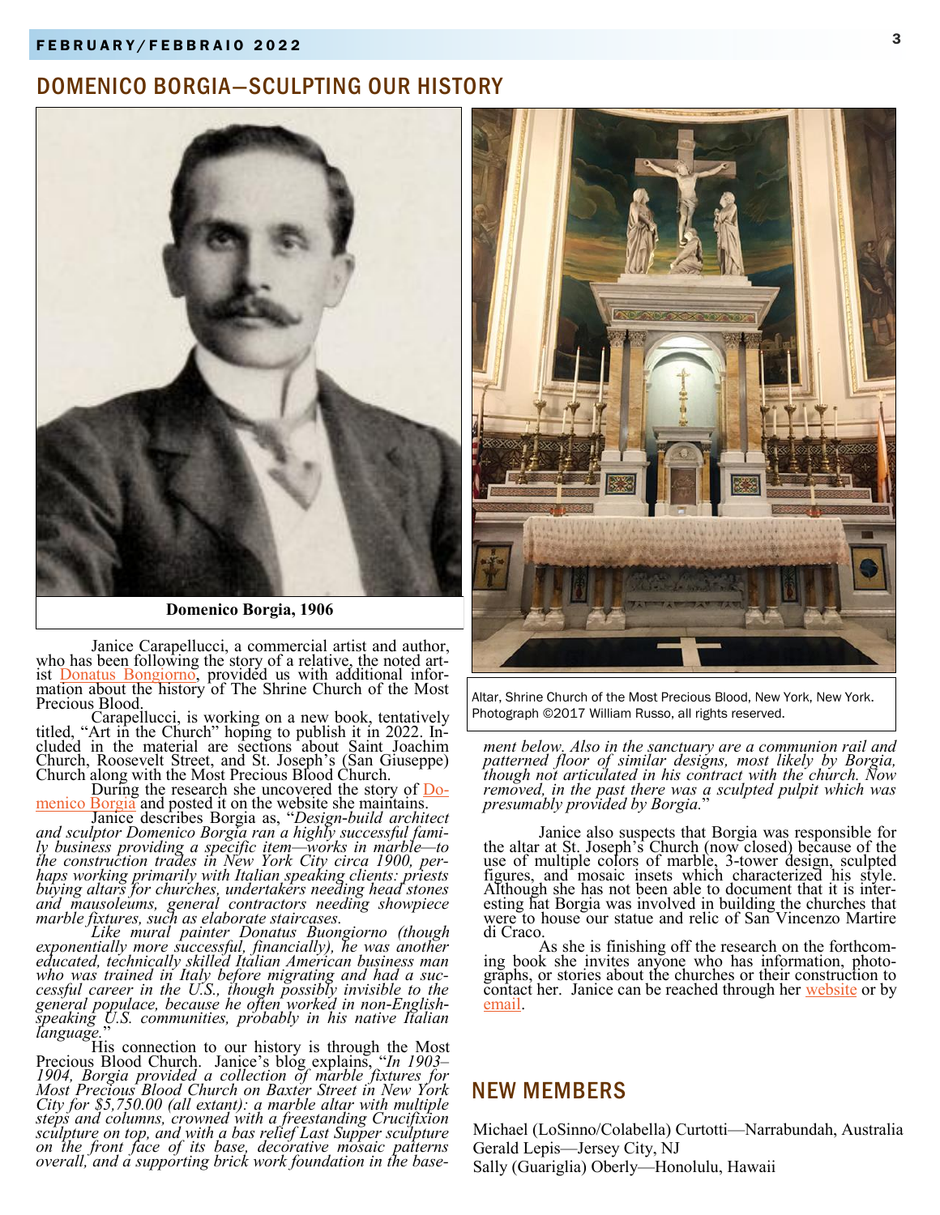## DOMENICO BORGIA—SCULPTING OUR HISTORY

**Domenico Borgia, 1906**

Janice Carapellucci, a commercial artist and author, who has been following the story of a relative, the noted artist Donatus Bongiorno, provided us with additional information about the history of The Shrine Church of the Most Precious Blood.

Carapellucci, is working on a new book, tentatively titled, "Art in the Church" hoping to publish it in 2022. Included in the material are sections about Saint Joachim Church, Roosevelt Street, and St. Joseph's (San Giuseppe) Church along with the Most Precious Blood Church.

During the research she uncovered the story of Domenico Borgia and posted it on the website she maintains.

Janice describes Borgia as, "*Design-build architect and sculptor Domenico Borgia ran a highly successful family business providing a specific item—works in marble—to the construction trades in New York City circa 1900, perhaps working primarily with Italian speaking clients: priests buying altars for churches, undertakers needing head stones and mausoleums, general contractors needing showpiece marble fixtures, such as elaborate staircases.*

*Like mural painter Donatus Buongiorno (though exponentially more successful, financially), he was another educated, technically skilled Italian American business man who was trained in Italy before migrating and had a successful career in the U.S., though possibly invisible to the general populace, because he often worked in non-English-speaking U.S. communities, probably in his native Italian language.*"

His connection to our history is through the Most Precious Blood Church. Janice's blog explains, "*In 1903–1904, Borgia provided a collection of marble fixtures for Most Precious Blood Church on Baxter Street in New York City for $5,750.00 (all extant): a marble altar with multiple steps and columns, crowned with a freestanding Crucifixion sculpture on top, and with a bas relief Last Supper sculpture on the front face of its base, decorative mosaic patterns overall, and a supporting brick work foundation in the basement below. Also in the sanctuary are a communion rail and patterned floor of similar designs, most likely by Borgia, though not articulated in his contract with the church. Now removed, in the past there was a sculpted pulpit which was presumably provided by Borgia.*"

Altar, Shrine Church of the Most Precious Blood, New York, New York. Photograph ©2017 William Russo, all rights reserved.

Janice also suspects that Borgia was responsible for the altar at St. Joseph's Church (now closed) because of the use of multiple colors of marble, 3-tower design, sculpted figures, and mosaic insets which characterized his style. Although she has not been able to document that it is interesting hat Borgia was involved in building the churches that were to house our statue and relic of San Vincenzo Martire di Craco.

As she is finishing off the research on the forthcoming book she invites anyone who has information, photographs, or stories about the churches or their construction to contact her. Janice can be reached through her website or by email.

## NEW MEMBERS

Michael (LoSinno/Colabella) Curtotti—Narrabundah, Australia
Gerald Lepis—Jersey City, NJ
Sally (Guariglia) Oberly—Honolulu, Hawaii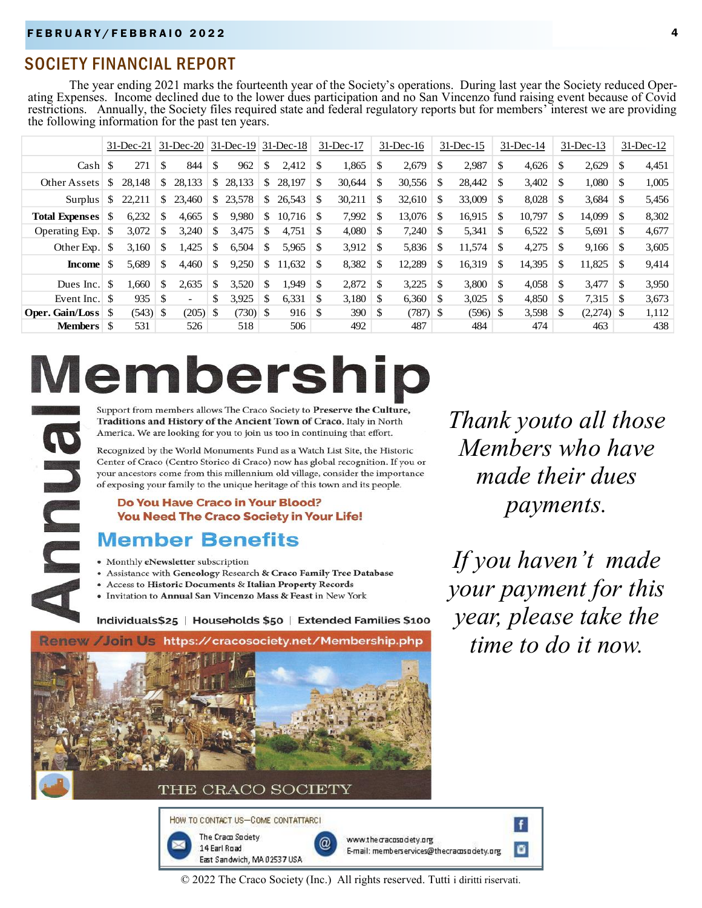## SOCIETY FINANCIAL REPORT

The year ending 2021 marks the fourteenth year of the Society's operations. During last year the Society reduced Operating Expenses. Income declined due to the lower dues participation and no San Vincenzo fund raising event because of Covid restrictions. Annually, the Society files required state and federal regulatory reports but for members' interest we are providing the following information for the past ten years.

| | 31-Dec-21 | 31-Dec-20 | 31-Dec-19 | 31-Dec-18 | 31-Dec-17 | 31-Dec-16 | 31-Dec-15 | 31-Dec-14 | 31-Dec-13 | 31-Dec-12 |
|---|---|---|---|---|---|---|---|---|---|---|
| Cash | $ 271 | $ 844 | $ 962 | $ 2,412 | $ 1,865 | $ 2,679 | $ 2,987 | $ 4,626 | $ 2,629 | $ 4,451 |
| Other Assets | $ 28,148 | $ 28,133 | $ 28,133 | $ 28,197 | $ 30,644 | $ 30,556 | $ 28,442 | $ 3,402 | $ 1,080 | $ 1,005 |
| Surplus | $ 22,211 | $ 23,460 | $ 23,578 | $ 26,543 | $ 30,211 | $ 32,610 | $ 33,009 | $ 8,028 | $ 3,684 | $ 5,456 |
| **Total Expenses** | $ 6,232 | $ 4,665 | $ 9,980 | $ 10,716 | $ 7,992 | $ 13,076 | $ 16,915 | $ 10,797 | $ 14,099 | $ 8,302 |
| Operating Exp. | $ 3,072 | $ 3,240 | $ 3,475 | $ 4,751 | $ 4,080 | $ 7,240 | $ 5,341 | $ 6,522 | $ 5,691 | $ 4,677 |
| Other Exp. | $ 3,160 | $ 1,425 | $ 6,504 | $ 5,965 | $ 3,912 | $ 5,836 | $ 11,574 | $ 4,275 | $ 9,166 | $ 3,605 |
| **Income** | $ 5,689 | $ 4,460 | $ 9,250 | $ 11,632 | $ 8,382 | $ 12,289 | $ 16,319 | $ 14,395 | $ 11,825 | $ 9,414 |
| Dues Inc. | $ 1,660 | $ 2,635 | $ 3,520 | $ 1,949 | $ 2,872 | $ 3,225 | $ 3,800 | $ 4,058 | $ 3,477 | $ 3,950 |
| Event Inc. | $ 935 | $ - | $ 3,925 | $ 6,331 | $ 3,180 | $ 6,360 | $ 3,025 | $ 4,850 | $ 7,315 | $ 3,673 |
| **Oper. Gain/Loss** | $ (543) | $ (205) | $ (730) | $ 916 | $ 390 | $ (787) | $ (596) | $ 3,598 | $ (2,274) | $ 1,112 |
| **Members** | $ 531 | 526 | 518 | 506 | 492 | 487 | 484 | 474 | 463 | 438 |

# Annual Membership

Support from members allows The Craco Society to **Preserve the Culture, Traditions and History of the Ancient Town of Craco**, Italy in North America. We are looking for you to join us too in continuing that effort.

Recognized by the World Monuments Fund as a Watch List Site, the Historic Center of Craco (Centro Storico di Craco) now has global recognition. If you or your ancestors come from this millennium old village, consider the importance of exposing your family to the unique heritage of this town and its people.

**Do You Have Craco in Your Blood?**
**You Need The Craco Society in Your Life!**

## Member Benefits

- Monthly **eNewsletter** subscription
- Assistance with **Geneology** Research & **Craco Family Tree Database**
- Access to **Historic Documents** & **Italian Property Records**
- Invitation to **Annual San Vincenzo Mass & Feast** in New York

Individuals $25 | Households $50 | Extended Families $100

**Renew /Join Us** https://cracosociety.net/Membership.php

THE CRACO SOCIETY

*Thank youto all those Members who have made their dues payments.*

*If you haven't made your payment for this year, please take the time to do it now.*

HOW TO CONTACT US—COME CONTATTARCI

The Craco Society
14 Earl Road
East Sandwich, MA 02537 USA

www.thecracosociety.org
E-mail: memberservices@thecracosociety.org

© 2022 The Craco Society (Inc.) All rights reserved. Tutti i diritti riservati.